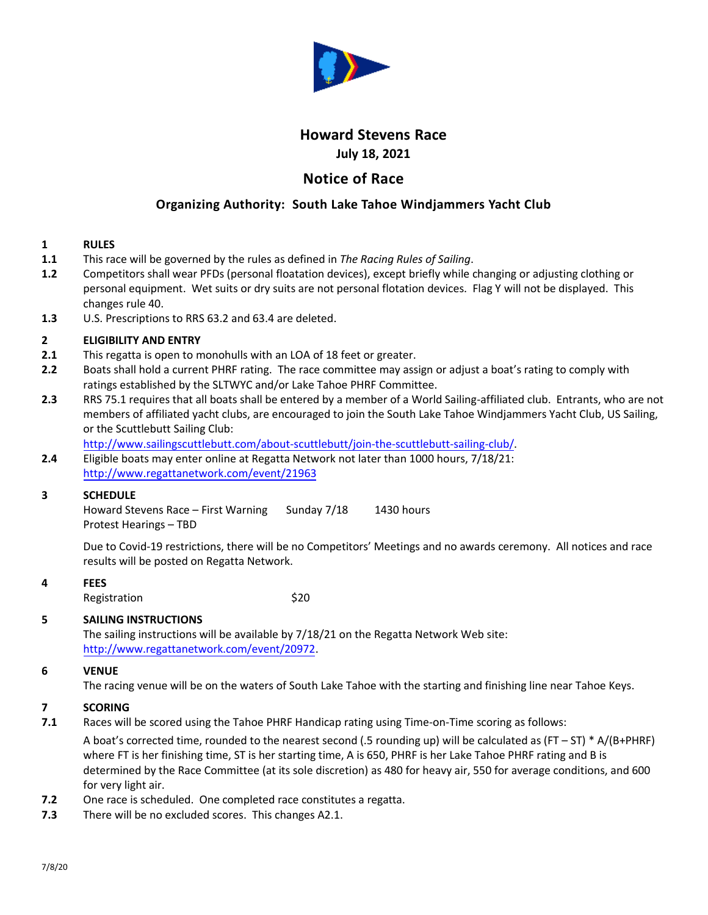# Howard Stevens Race

**July 18, 2021**

## Notice of Race

### Organizing Authority: South Lake Tahoe Windjammers Yacht Club

**1 RULES**

**1.1** This race will be governed by the rules as defined in *The Racing Rules of Sailing*.

**1.2** Competitors shall wear PFDs (personal floatation devices), except briefly while changing or adjusting clothing or personal equipment. Wet suits or dry suits are not personal flotation devices. Flag Y will not be displayed. This changes rule 40.

**1.3** U.S. Prescriptions to RRS 63.2 and 63.4 are deleted.

**2 ELIGIBILITY AND ENTRY**

**2.1** This regatta is open to monohulls with an LOA of 18 feet or greater.

**2.2** Boats shall hold a current PHRF rating. The race committee may assign or adjust a boat's rating to comply with ratings established by the SLTWYC and/or Lake Tahoe PHRF Committee.

**2.3** RRS 75.1 requires that all boats shall be entered by a member of a World Sailing-affiliated club. Entrants, who are not members of affiliated yacht clubs, are encouraged to join the South Lake Tahoe Windjammers Yacht Club, US Sailing, or the Scuttlebutt Sailing Club:
http://www.sailingscuttlebutt.com/about-scuttlebutt/join-the-scuttlebutt-sailing-club/.

**2.4** Eligible boats may enter online at Regatta Network not later than 1000 hours, 7/18/21:
http://www.regattanetwork.com/event/21963

**3 SCHEDULE**

Howard Stevens Race – First Warning Sunday 7/18 1430 hours
Protest Hearings – TBD

Due to Covid-19 restrictions, there will be no Competitors' Meetings and no awards ceremony. All notices and race results will be posted on Regatta Network.

**4 FEES**

Registration $20

**5 SAILING INSTRUCTIONS**

The sailing instructions will be available by 7/18/21 on the Regatta Network Web site:
http://www.regattanetwork.com/event/20972.

**6 VENUE**

The racing venue will be on the waters of South Lake Tahoe with the starting and finishing line near Tahoe Keys.

**7 SCORING**

**7.1** Races will be scored using the Tahoe PHRF Handicap rating using Time-on-Time scoring as follows:

A boat's corrected time, rounded to the nearest second (.5 rounding up) will be calculated as $(FT - ST) * A/(B+PHRF)$ where FT is her finishing time, ST is her starting time, A is 650, PHRF is her Lake Tahoe PHRF rating and B is determined by the Race Committee (at its sole discretion) as 480 for heavy air, 550 for average conditions, and 600 for very light air.

**7.2** One race is scheduled. One completed race constitutes a regatta.

**7.3** There will be no excluded scores. This changes A2.1.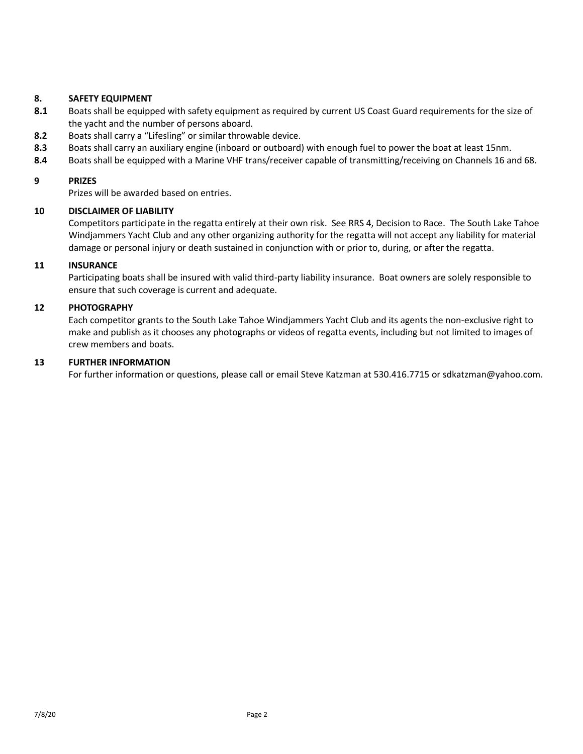## 8. SAFETY EQUIPMENT

**8.1** Boats shall be equipped with safety equipment as required by current US Coast Guard requirements for the size of the yacht and the number of persons aboard.

**8.2** Boats shall carry a "Lifesling" or similar throwable device.

**8.3** Boats shall carry an auxiliary engine (inboard or outboard) with enough fuel to power the boat at least 15nm.

**8.4** Boats shall be equipped with a Marine VHF trans/receiver capable of transmitting/receiving on Channels 16 and 68.

## 9 PRIZES

Prizes will be awarded based on entries.

## 10 DISCLAIMER OF LIABILITY

Competitors participate in the regatta entirely at their own risk. See RRS 4, Decision to Race. The South Lake Tahoe Windjammers Yacht Club and any other organizing authority for the regatta will not accept any liability for material damage or personal injury or death sustained in conjunction with or prior to, during, or after the regatta.

## 11 INSURANCE

Participating boats shall be insured with valid third-party liability insurance. Boat owners are solely responsible to ensure that such coverage is current and adequate.

## 12 PHOTOGRAPHY

Each competitor grants to the South Lake Tahoe Windjammers Yacht Club and its agents the non-exclusive right to make and publish as it chooses any photographs or videos of regatta events, including but not limited to images of crew members and boats.

## 13 FURTHER INFORMATION

For further information or questions, please call or email Steve Katzman at 530.416.7715 or sdkatzman@yahoo.com.